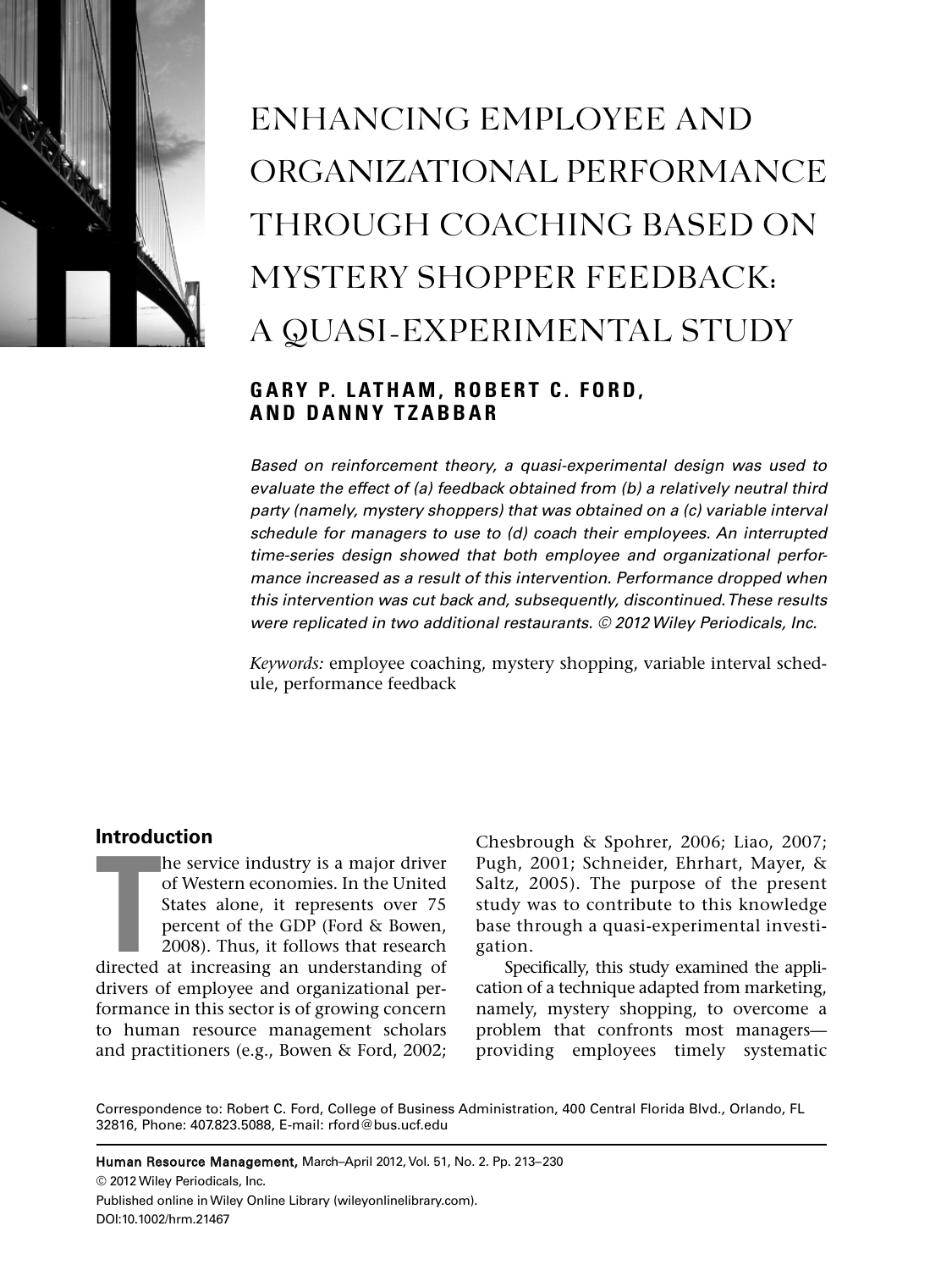# ENHANCING EMPLOYEE AND ORGANIZATIONAL PERFORMANCE THROUGH COACHING BASED ON MYSTERY SHOPPER FEEDBACK: A QUASI-EXPERIMENTAL STUDY

**GARY P. LATHAM, ROBERT C. FORD, AND DANNY TZABBAR**

*Based on reinforcement theory, a quasi-experimental design was used to evaluate the effect of (a) feedback obtained from (b) a relatively neutral third party (namely, mystery shoppers) that was obtained on a (c) variable interval schedule for managers to use to (d) coach their employees. An interrupted time-series design showed that both employee and organizational performance increased as a result of this intervention. Performance dropped when this intervention was cut back and, subsequently, discontinued. These results were replicated in two additional restaurants. © 2012 Wiley Periodicals, Inc.*

*Keywords:* employee coaching, mystery shopping, variable interval schedule, performance feedback

## Introduction

The service industry is a major driver of Western economies. In the United States alone, it represents over 75 percent of the GDP (Ford & Bowen, 2008). Thus, it follows that research directed at increasing an understanding of drivers of employee and organizational performance in this sector is of growing concern to human resource management scholars and practitioners (e.g., Bowen & Ford, 2002; Chesbrough & Spohrer, 2006; Liao, 2007; Pugh, 2001; Schneider, Ehrhart, Mayer, & Saltz, 2005). The purpose of the present study was to contribute to this knowledge base through a quasi-experimental investigation.

Specifically, this study examined the application of a technique adapted from marketing, namely, mystery shopping, to overcome a problem that confronts most managers—providing employees timely systematic

Correspondence to: Robert C. Ford, College of Business Administration, 400 Central Florida Blvd., Orlando, FL 32816, Phone: 407.823.5088, E-mail: rford@bus.ucf.edu

Human Resource Management, March–April 2012, Vol. 51, No. 2. Pp. 213–230
© 2012 Wiley Periodicals, Inc.
Published online in Wiley Online Library (wileyonlinelibrary.com).
DOI:10.1002/hrm.21467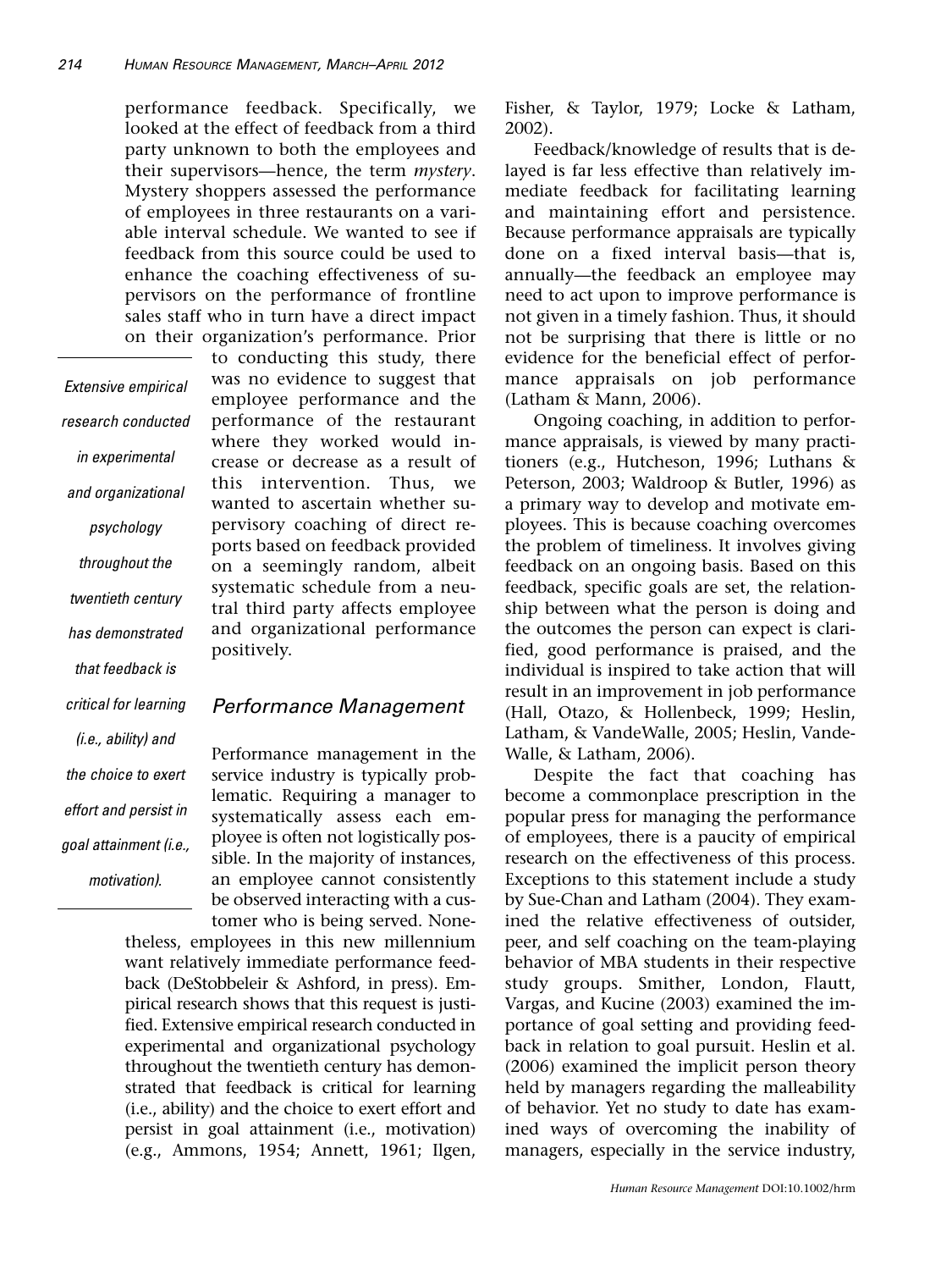performance feedback. Specifically, we looked at the effect of feedback from a third party unknown to both the employees and their supervisors—hence, the term *mystery*. Mystery shoppers assessed the performance of employees in three restaurants on a variable interval schedule. We wanted to see if feedback from this source could be used to enhance the coaching effectiveness of supervisors on the performance of frontline sales staff who in turn have a direct impact on their organization's performance. Prior to conducting this study, there was no evidence to suggest that employee performance and the performance of the restaurant where they worked would increase or decrease as a result of this intervention. Thus, we wanted to ascertain whether supervisory coaching of direct reports based on feedback provided on a seemingly random, albeit systematic schedule from a neutral third party affects employee and organizational performance positively.

## Performance Management

Performance management in the service industry is typically problematic. Requiring a manager to systematically assess each employee is often not logistically possible. In the majority of instances, an employee cannot consistently be observed interacting with a customer who is being served. Nonetheless, employees in this new millennium want relatively immediate performance feedback (DeStobbeleir & Ashford, in press). Empirical research shows that this request is justified. Extensive empirical research conducted in experimental and organizational psychology throughout the twentieth century has demonstrated that feedback is critical for learning (i.e., ability) and the choice to exert effort and persist in goal attainment (i.e., motivation) (e.g., Ammons, 1954; Annett, 1961; Ilgen, Fisher, & Taylor, 1979; Locke & Latham, 2002).

Feedback/knowledge of results that is delayed is far less effective than relatively immediate feedback for facilitating learning and maintaining effort and persistence. Because performance appraisals are typically done on a fixed interval basis—that is, annually—the feedback an employee may need to act upon to improve performance is not given in a timely fashion. Thus, it should not be surprising that there is little or no evidence for the beneficial effect of performance appraisals on job performance (Latham & Mann, 2006).

Ongoing coaching, in addition to performance appraisals, is viewed by many practitioners (e.g., Hutcheson, 1996; Luthans & Peterson, 2003; Waldroop & Butler, 1996) as a primary way to develop and motivate employees. This is because coaching overcomes the problem of timeliness. It involves giving feedback on an ongoing basis. Based on this feedback, specific goals are set, the relationship between what the person is doing and the outcomes the person can expect is clarified, good performance is praised, and the individual is inspired to take action that will result in an improvement in job performance (Hall, Otazo, & Hollenbeck, 1999; Heslin, Latham, & VandeWalle, 2005; Heslin, VandeWalle, & Latham, 2006).

Despite the fact that coaching has become a commonplace prescription in the popular press for managing the performance of employees, there is a paucity of empirical research on the effectiveness of this process. Exceptions to this statement include a study by Sue-Chan and Latham (2004). They examined the relative effectiveness of outsider, peer, and self coaching on the team-playing behavior of MBA students in their respective study groups. Smither, London, Flautt, Vargas, and Kucine (2003) examined the importance of goal setting and providing feedback in relation to goal pursuit. Heslin et al. (2006) examined the implicit person theory held by managers regarding the malleability of behavior. Yet no study to date has examined ways of overcoming the inability of managers, especially in the service industry,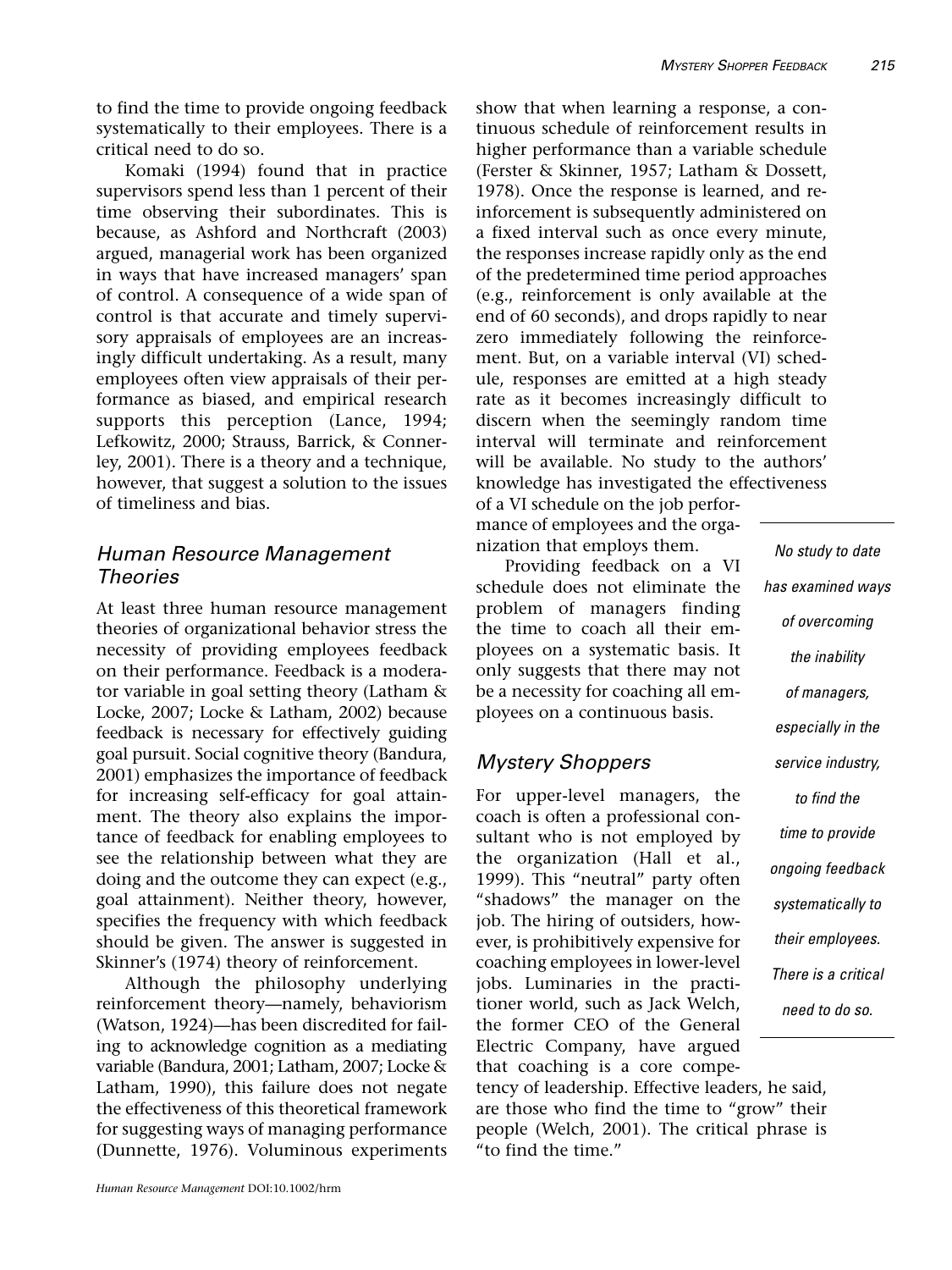to find the time to provide ongoing feedback systematically to their employees. There is a critical need to do so.

Komaki (1994) found that in practice supervisors spend less than 1 percent of their time observing their subordinates. This is because, as Ashford and Northcraft (2003) argued, managerial work has been organized in ways that have increased managers' span of control. A consequence of a wide span of control is that accurate and timely supervisory appraisals of employees are an increasingly difficult undertaking. As a result, many employees often view appraisals of their performance as biased, and empirical research supports this perception (Lance, 1994; Lefkowitz, 2000; Strauss, Barrick, & Connerley, 2001). There is a theory and a technique, however, that suggest a solution to the issues of timeliness and bias.

## Human Resource Management Theories

At least three human resource management theories of organizational behavior stress the necessity of providing employees feedback on their performance. Feedback is a moderator variable in goal setting theory (Latham & Locke, 2007; Locke & Latham, 2002) because feedback is necessary for effectively guiding goal pursuit. Social cognitive theory (Bandura, 2001) emphasizes the importance of feedback for increasing self-efficacy for goal attainment. The theory also explains the importance of feedback for enabling employees to see the relationship between what they are doing and the outcome they can expect (e.g., goal attainment). Neither theory, however, specifies the frequency with which feedback should be given. The answer is suggested in Skinner's (1974) theory of reinforcement.

Although the philosophy underlying reinforcement theory—namely, behaviorism (Watson, 1924)—has been discredited for failing to acknowledge cognition as a mediating variable (Bandura, 2001; Latham, 2007; Locke & Latham, 1990), this failure does not negate the effectiveness of this theoretical framework for suggesting ways of managing performance (Dunnette, 1976). Voluminous experiments show that when learning a response, a continuous schedule of reinforcement results in higher performance than a variable schedule (Ferster & Skinner, 1957; Latham & Dossett, 1978). Once the response is learned, and reinforcement is subsequently administered on a fixed interval such as once every minute, the responses increase rapidly only as the end of the predetermined time period approaches (e.g., reinforcement is only available at the end of 60 seconds), and drops rapidly to near zero immediately following the reinforcement. But, on a variable interval (VI) schedule, responses are emitted at a high steady rate as it becomes increasingly difficult to discern when the seemingly random time interval will terminate and reinforcement will be available. No study to the authors' knowledge has investigated the effectiveness of a VI schedule on the job performance of employees and the organization that employs them.

Providing feedback on a VI schedule does not eliminate the problem of managers finding the time to coach all their employees on a systematic basis. It only suggests that there may not be a necessity for coaching all employees on a continuous basis.

*No study to date has examined ways of overcoming the inability of managers, especially in the service industry, to find the time to provide ongoing feedback systematically to their employees. There is a critical need to do so.*

## Mystery Shoppers

For upper-level managers, the coach is often a professional consultant who is not employed by the organization (Hall et al., 1999). This "neutral" party often "shadows" the manager on the job. The hiring of outsiders, however, is prohibitively expensive for coaching employees in lower-level jobs. Luminaries in the practitioner world, such as Jack Welch, the former CEO of the General Electric Company, have argued that coaching is a core competency of leadership. Effective leaders, he said, are those who find the time to "grow" their people (Welch, 2001). The critical phrase is "to find the time."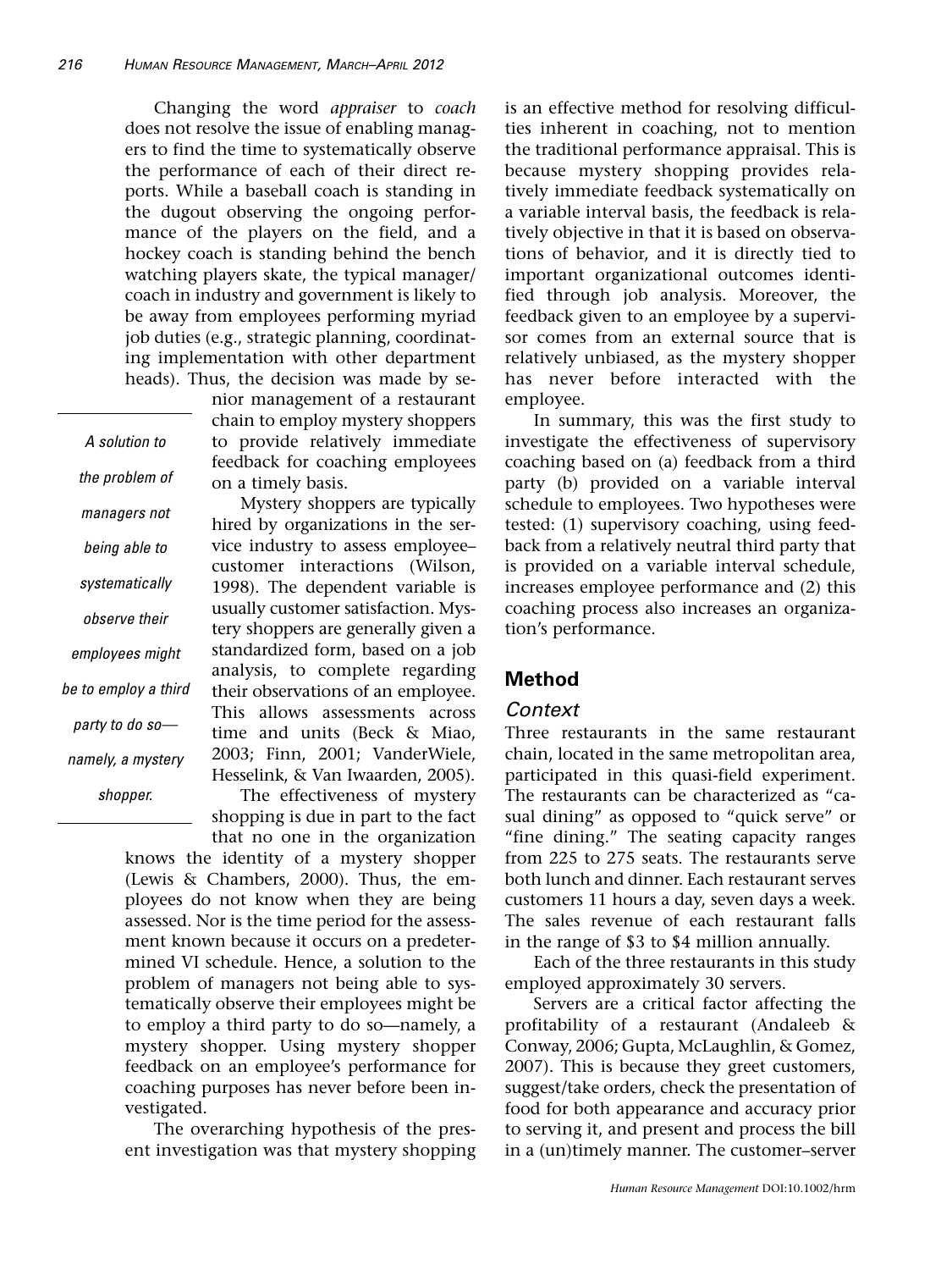Changing the word *appraiser* to *coach* does not resolve the issue of enabling managers to find the time to systematically observe the performance of each of their direct reports. While a baseball coach is standing in the dugout observing the ongoing performance of the players on the field, and a hockey coach is standing behind the bench watching players skate, the typical manager/coach in industry and government is likely to be away from employees performing myriad job duties (e.g., strategic planning, coordinating implementation with other department heads). Thus, the decision was made by senior management of a restaurant chain to employ mystery shoppers to provide relatively immediate feedback for coaching employees on a timely basis.

*A solution to the problem of managers not being able to systematically observe their employees might be to employ a third party to do so—namely, a mystery shopper.*

Mystery shoppers are typically hired by organizations in the service industry to assess employee–customer interactions (Wilson, 1998). The dependent variable is usually customer satisfaction. Mystery shoppers are generally given a standardized form, based on a job analysis, to complete regarding their observations of an employee. This allows assessments across time and units (Beck & Miao, 2003; Finn, 2001; VanderWiele, Hesselink, & Van Iwaarden, 2005).

The effectiveness of mystery shopping is due in part to the fact that no one in the organization knows the identity of a mystery shopper (Lewis & Chambers, 2000). Thus, the employees do not know when they are being assessed. Nor is the time period for the assessment known because it occurs on a predetermined VI schedule. Hence, a solution to the problem of managers not being able to systematically observe their employees might be to employ a third party to do so—namely, a mystery shopper. Using mystery shopper feedback on an employee's performance for coaching purposes has never before been investigated.

The overarching hypothesis of the present investigation was that mystery shopping is an effective method for resolving difficulties inherent in coaching, not to mention the traditional performance appraisal. This is because mystery shopping provides relatively immediate feedback systematically on a variable interval basis, the feedback is relatively objective in that it is based on observations of behavior, and it is directly tied to important organizational outcomes identified through job analysis. Moreover, the feedback given to an employee by a supervisor comes from an external source that is relatively unbiased, as the mystery shopper has never before interacted with the employee.

In summary, this was the first study to investigate the effectiveness of supervisory coaching based on (a) feedback from a third party (b) provided on a variable interval schedule to employees. Two hypotheses were tested: (1) supervisory coaching, using feedback from a relatively neutral third party that is provided on a variable interval schedule, increases employee performance and (2) this coaching process also increases an organization's performance.

## Method

### Context

Three restaurants in the same restaurant chain, located in the same metropolitan area, participated in this quasi-field experiment. The restaurants can be characterized as "casual dining" as opposed to "quick serve" or "fine dining." The seating capacity ranges from 225 to 275 seats. The restaurants serve both lunch and dinner. Each restaurant serves customers 11 hours a day, seven days a week. The sales revenue of each restaurant falls in the range of \$3 to \$4 million annually.

Each of the three restaurants in this study employed approximately 30 servers.

Servers are a critical factor affecting the profitability of a restaurant (Andaleeb & Conway, 2006; Gupta, McLaughlin, & Gomez, 2007). This is because they greet customers, suggest/take orders, check the presentation of food for both appearance and accuracy prior to serving it, and present and process the bill in a (un)timely manner. The customer–server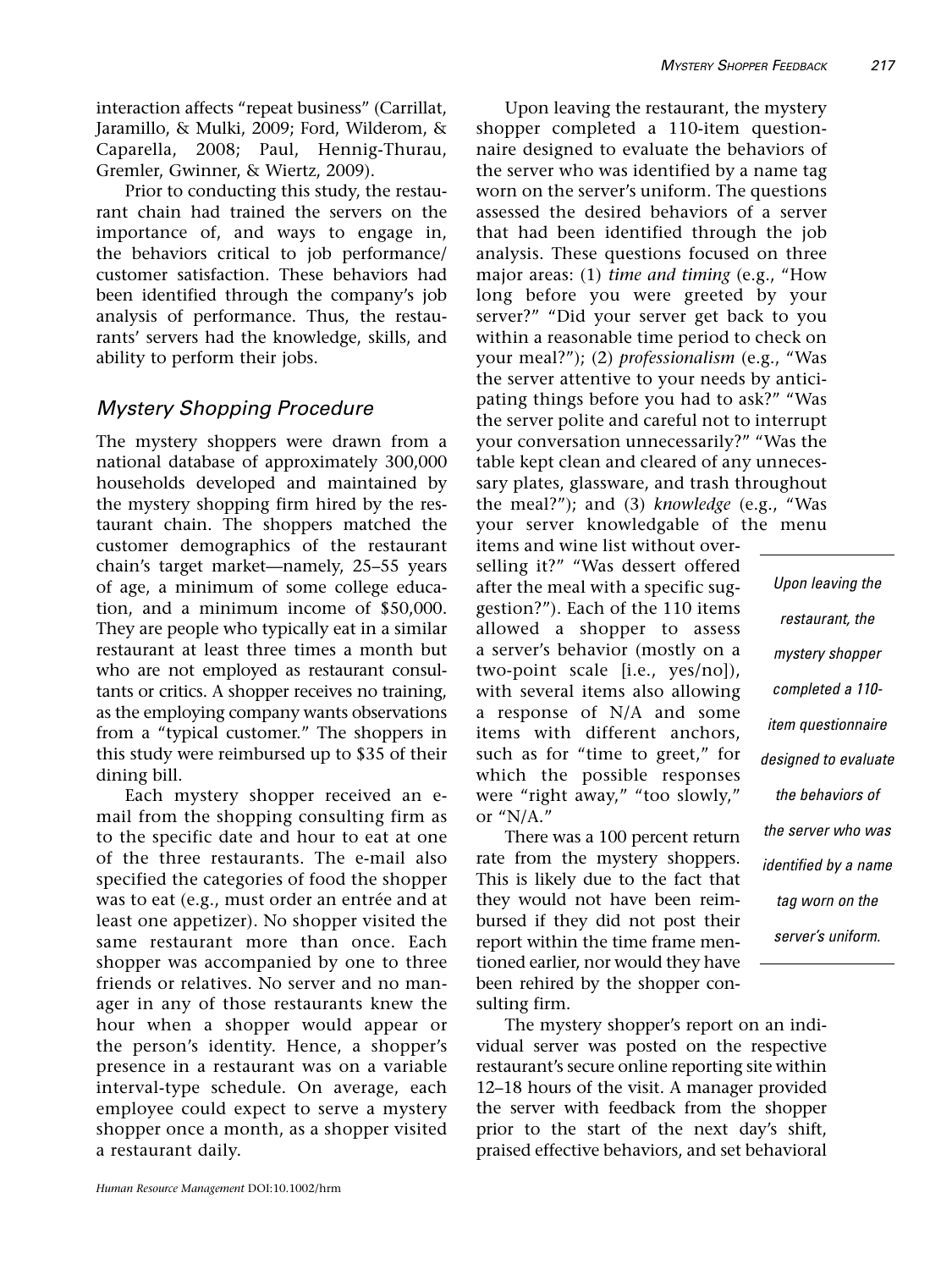interaction affects "repeat business" (Carrillat, Jaramillo, & Mulki, 2009; Ford, Wilderom, & Caparella, 2008; Paul, Hennig-Thurau, Gremler, Gwinner, & Wiertz, 2009).

Prior to conducting this study, the restaurant chain had trained the servers on the importance of, and ways to engage in, the behaviors critical to job performance/customer satisfaction. These behaviors had been identified through the company's job analysis of performance. Thus, the restaurants' servers had the knowledge, skills, and ability to perform their jobs.

### Mystery Shopping Procedure

The mystery shoppers were drawn from a national database of approximately 300,000 households developed and maintained by the mystery shopping firm hired by the restaurant chain. The shoppers matched the customer demographics of the restaurant chain's target market—namely, 25–55 years of age, a minimum of some college education, and a minimum income of $50,000. They are people who typically eat in a similar restaurant at least three times a month but who are not employed as restaurant consultants or critics. A shopper receives no training, as the employing company wants observations from a "typical customer." The shoppers in this study were reimbursed up to $35 of their dining bill.

Each mystery shopper received an e-mail from the shopping consulting firm as to the specific date and hour to eat at one of the three restaurants. The e-mail also specified the categories of food the shopper was to eat (e.g., must order an entrée and at least one appetizer). No shopper visited the same restaurant more than once. Each shopper was accompanied by one to three friends or relatives. No server and no manager in any of those restaurants knew the hour when a shopper would appear or the person's identity. Hence, a shopper's presence in a restaurant was on a variable interval-type schedule. On average, each employee could expect to serve a mystery shopper once a month, as a shopper visited a restaurant daily.

Upon leaving the restaurant, the mystery shopper completed a 110-item questionnaire designed to evaluate the behaviors of the server who was identified by a name tag worn on the server's uniform. The questions assessed the desired behaviors of a server that had been identified through the job analysis. These questions focused on three major areas: (1) *time and timing* (e.g., "How long before you were greeted by your server?" "Did your server get back to you within a reasonable time period to check on your meal?"); (2) *professionalism* (e.g., "Was the server attentive to your needs by anticipating things before you had to ask?" "Was the server polite and careful not to interrupt your conversation unnecessarily?" "Was the table kept clean and cleared of any unnecessary plates, glassware, and trash throughout the meal?"); and (3) *knowledge* (e.g., "Was your server knowledgable of the menu items and wine list without overselling it?" "Was dessert offered after the meal with a specific suggestion?"). Each of the 110 items allowed a shopper to assess a server's behavior (mostly on a two-point scale [i.e., yes/no]), with several items also allowing a response of N/A and some items with different anchors, such as for "time to greet," for which the possible responses were "right away," "too slowly," or "N/A."

*Upon leaving the restaurant, the mystery shopper completed a 110-item questionnaire designed to evaluate the behaviors of the server who was identified by a name tag worn on the server's uniform.*

There was a 100 percent return rate from the mystery shoppers. This is likely due to the fact that they would not have been reimbursed if they did not post their report within the time frame mentioned earlier, nor would they have been rehired by the shopper consulting firm.

The mystery shopper's report on an individual server was posted on the respective restaurant's secure online reporting site within 12–18 hours of the visit. A manager provided the server with feedback from the shopper prior to the start of the next day's shift, praised effective behaviors, and set behavioral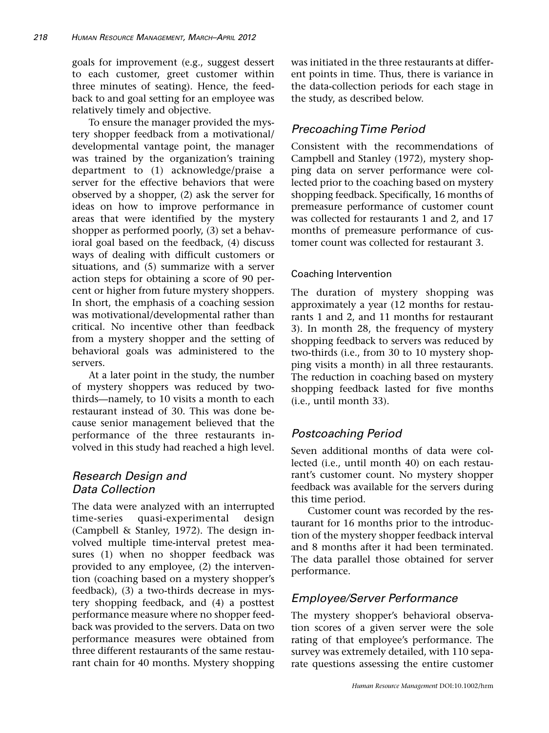goals for improvement (e.g., suggest dessert to each customer, greet customer within three minutes of seating). Hence, the feedback to and goal setting for an employee was relatively timely and objective.

To ensure the manager provided the mystery shopper feedback from a motivational/developmental vantage point, the manager was trained by the organization's training department to (1) acknowledge/praise a server for the effective behaviors that were observed by a shopper, (2) ask the server for ideas on how to improve performance in areas that were identified by the mystery shopper as performed poorly, (3) set a behavioral goal based on the feedback, (4) discuss ways of dealing with difficult customers or situations, and (5) summarize with a server action steps for obtaining a score of 90 percent or higher from future mystery shoppers. In short, the emphasis of a coaching session was motivational/developmental rather than critical. No incentive other than feedback from a mystery shopper and the setting of behavioral goals was administered to the servers.

At a later point in the study, the number of mystery shoppers was reduced by two-thirds—namely, to 10 visits a month to each restaurant instead of 30. This was done because senior management believed that the performance of the three restaurants involved in this study had reached a high level.

## *Research Design and Data Collection*

The data were analyzed with an interrupted time-series quasi-experimental design (Campbell & Stanley, 1972). The design involved multiple time-interval pretest measures (1) when no shopper feedback was provided to any employee, (2) the intervention (coaching based on a mystery shopper's feedback), (3) a two-thirds decrease in mystery shopping feedback, and (4) a posttest performance measure where no shopper feedback was provided to the servers. Data on two performance measures were obtained from three different restaurants of the same restaurant chain for 40 months. Mystery shopping was initiated in the three restaurants at different points in time. Thus, there is variance in the data-collection periods for each stage in the study, as described below.

## *Precoaching Time Period*

Consistent with the recommendations of Campbell and Stanley (1972), mystery shopping data on server performance were collected prior to the coaching based on mystery shopping feedback. Specifically, 16 months of premeasure performance of customer count was collected for restaurants 1 and 2, and 17 months of premeasure performance of customer count was collected for restaurant 3.

### Coaching Intervention

The duration of mystery shopping was approximately a year (12 months for restaurants 1 and 2, and 11 months for restaurant 3). In month 28, the frequency of mystery shopping feedback to servers was reduced by two-thirds (i.e., from 30 to 10 mystery shopping visits a month) in all three restaurants. The reduction in coaching based on mystery shopping feedback lasted for five months (i.e., until month 33).

## *Postcoaching Period*

Seven additional months of data were collected (i.e., until month 40) on each restaurant's customer count. No mystery shopper feedback was available for the servers during this time period.

Customer count was recorded by the restaurant for 16 months prior to the introduction of the mystery shopper feedback interval and 8 months after it had been terminated. The data parallel those obtained for server performance.

## *Employee/Server Performance*

The mystery shopper's behavioral observation scores of a given server were the sole rating of that employee's performance. The survey was extremely detailed, with 110 separate questions assessing the entire customer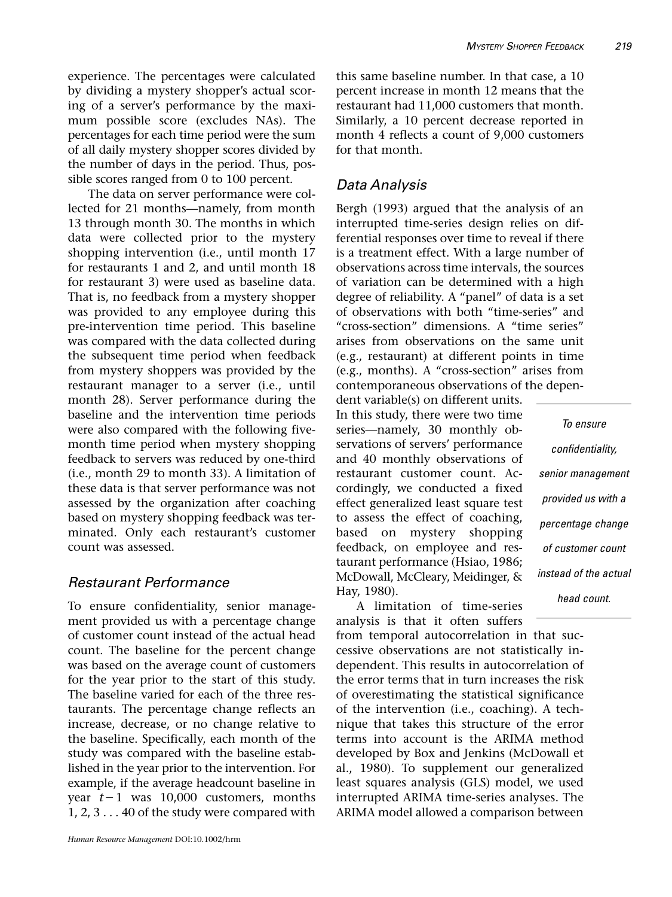experience. The percentages were calculated by dividing a mystery shopper's actual scoring of a server's performance by the maximum possible score (excludes NAs). The percentages for each time period were the sum of all daily mystery shopper scores divided by the number of days in the period. Thus, possible scores ranged from 0 to 100 percent.

The data on server performance were collected for 21 months—namely, from month 13 through month 30. The months in which data were collected prior to the mystery shopping intervention (i.e., until month 17 for restaurants 1 and 2, and until month 18 for restaurant 3) were used as baseline data. That is, no feedback from a mystery shopper was provided to any employee during this pre-intervention time period. This baseline was compared with the data collected during the subsequent time period when feedback from mystery shoppers was provided by the restaurant manager to a server (i.e., until month 28). Server performance during the baseline and the intervention time periods were also compared with the following five-month time period when mystery shopping feedback to servers was reduced by one-third (i.e., month 29 to month 33). A limitation of these data is that server performance was not assessed by the organization after coaching based on mystery shopping feedback was terminated. Only each restaurant's customer count was assessed.

### Restaurant Performance

To ensure confidentiality, senior management provided us with a percentage change of customer count instead of the actual head count. The baseline for the percent change was based on the average count of customers for the year prior to the start of this study. The baseline varied for each of the three restaurants. The percentage change reflects an increase, decrease, or no change relative to the baseline. Specifically, each month of the study was compared with the baseline established in the year prior to the intervention. For example, if the average headcount baseline in year $t-1$ was 10,000 customers, months 1, 2, 3 . . . 40 of the study were compared with this same baseline number. In that case, a 10 percent increase in month 12 means that the restaurant had 11,000 customers that month. Similarly, a 10 percent decrease reported in month 4 reflects a count of 9,000 customers for that month.

### Data Analysis

Bergh (1993) argued that the analysis of an interrupted time-series design relies on differential responses over time to reveal if there is a treatment effect. With a large number of observations across time intervals, the sources of variation can be determined with a high degree of reliability. A "panel" of data is a set of observations with both "time-series" and "cross-section" dimensions. A "time series" arises from observations on the same unit (e.g., restaurant) at different points in time (e.g., months). A "cross-section" arises from contemporaneous observations of the dependent variable(s) on different units. In this study, there were two time series—namely, 30 monthly observations of servers' performance and 40 monthly observations of restaurant customer count. Accordingly, we conducted a fixed effect generalized least square test to assess the effect of coaching, based on mystery shopping feedback, on employee and restaurant performance (Hsiao, 1986; McDowall, McCleary, Meidinger, & Hay, 1980).

*To ensure confidentiality, senior management provided us with a percentage change of customer count instead of the actual head count.*

A limitation of time-series analysis is that it often suffers from temporal autocorrelation in that successive observations are not statistically independent. This results in autocorrelation of the error terms that in turn increases the risk of overestimating the statistical significance of the intervention (i.e., coaching). A technique that takes this structure of the error terms into account is the ARIMA method developed by Box and Jenkins (McDowall et al., 1980). To supplement our generalized least squares analysis (GLS) model, we used interrupted ARIMA time-series analyses. The ARIMA model allowed a comparison between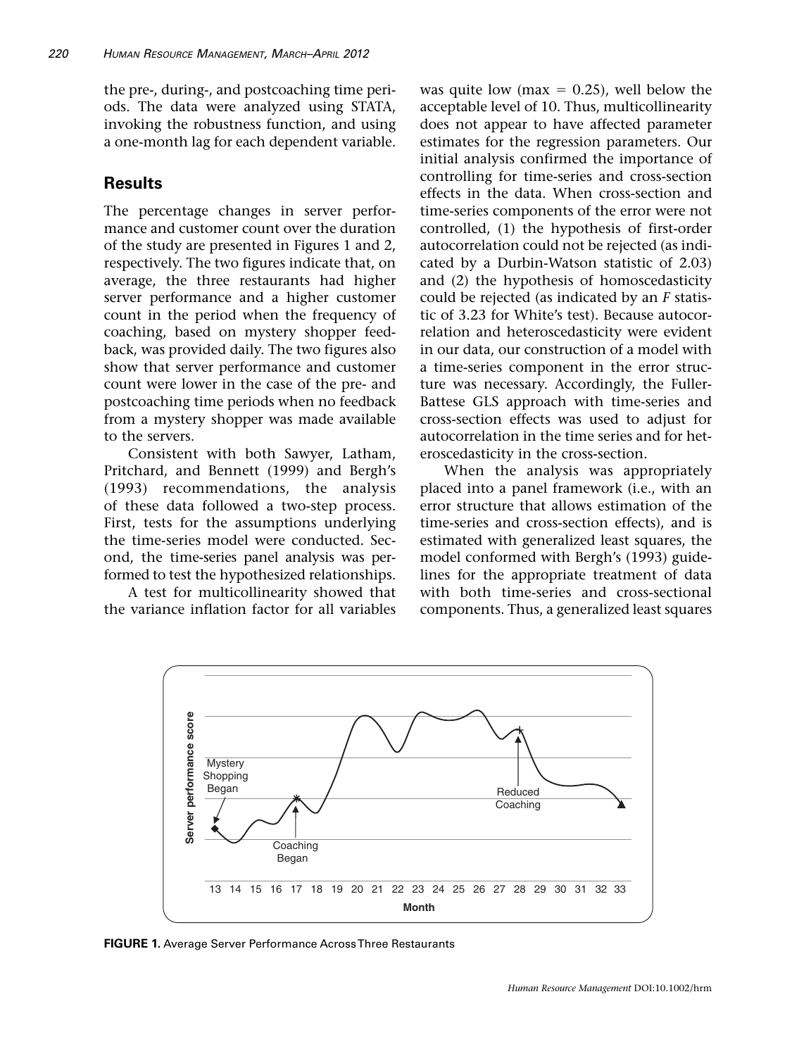the pre-, during-, and postcoaching time periods. The data were analyzed using STATA, invoking the robustness function, and using a one-month lag for each dependent variable.

## Results

The percentage changes in server performance and customer count over the duration of the study are presented in Figures 1 and 2, respectively. The two figures indicate that, on average, the three restaurants had higher server performance and a higher customer count in the period when the frequency of coaching, based on mystery shopper feedback, was provided daily. The two figures also show that server performance and customer count were lower in the case of the pre- and postcoaching time periods when no feedback from a mystery shopper was made available to the servers.

Consistent with both Sawyer, Latham, Pritchard, and Bennett (1999) and Bergh's (1993) recommendations, the analysis of these data followed a two-step process. First, tests for the assumptions underlying the time-series model were conducted. Second, the time-series panel analysis was performed to test the hypothesized relationships.

A test for multicollinearity showed that the variance inflation factor for all variables was quite low (max $= 0.25$), well below the acceptable level of 10. Thus, multicollinearity does not appear to have affected parameter estimates for the regression parameters. Our initial analysis confirmed the importance of controlling for time-series and cross-section effects in the data. When cross-section and time-series components of the error were not controlled, (1) the hypothesis of first-order autocorrelation could not be rejected (as indicated by a Durbin-Watson statistic of 2.03) and (2) the hypothesis of homoscedasticity could be rejected (as indicated by an $F$ statistic of 3.23 for White's test). Because autocorrelation and heteroscedasticity were evident in our data, our construction of a model with a time-series component in the error structure was necessary. Accordingly, the Fuller-Battese GLS approach with time-series and cross-section effects was used to adjust for autocorrelation in the time series and for heteroscedasticity in the cross-section.

When the analysis was appropriately placed into a panel framework (i.e., with an error structure that allows estimation of the time-series and cross-section effects), and is estimated with generalized least squares, the model conformed with Bergh's (1993) guidelines for the appropriate treatment of data with both time-series and cross-sectional components. Thus, a generalized least squares

**FIGURE 1.** Average Server Performance Across Three Restaurants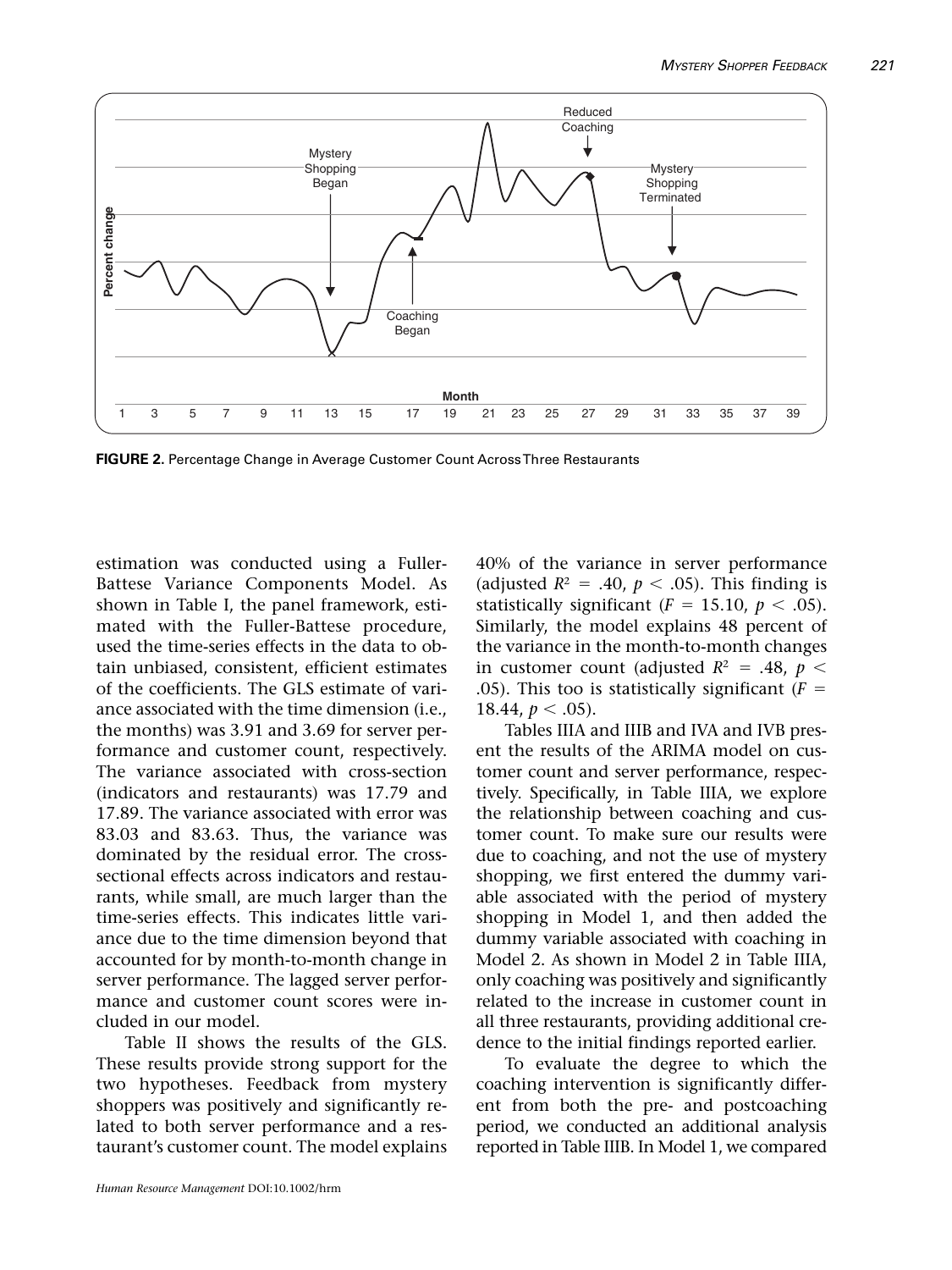FIGURE 2. Percentage Change in Average Customer Count Across Three Restaurants

estimation was conducted using a Fuller-Battese Variance Components Model. As shown in Table I, the panel framework, estimated with the Fuller-Battese procedure, used the time-series effects in the data to obtain unbiased, consistent, efficient estimates of the coefficients. The GLS estimate of variance associated with the time dimension (i.e., the months) was 3.91 and 3.69 for server performance and customer count, respectively. The variance associated with cross-section (indicators and restaurants) was 17.79 and 17.89. The variance associated with error was 83.03 and 83.63. Thus, the variance was dominated by the residual error. The cross-sectional effects across indicators and restaurants, while small, are much larger than the time-series effects. This indicates little variance due to the time dimension beyond that accounted for by month-to-month change in server performance. The lagged server performance and customer count scores were included in our model.

Table II shows the results of the GLS. These results provide strong support for the two hypotheses. Feedback from mystery shoppers was positively and significantly related to both server performance and a restaurant's customer count. The model explains 40% of the variance in server performance (adjusted $R^2 = .40$, $p < .05$). This finding is statistically significant ($F = 15.10$, $p < .05$). Similarly, the model explains 48 percent of the variance in the month-to-month changes in customer count (adjusted $R^2 = .48$, $p < .05$). This too is statistically significant ($F = 18.44$, $p < .05$).

Tables IIIA and IIIB and IVA and IVB present the results of the ARIMA model on customer count and server performance, respectively. Specifically, in Table IIIA, we explore the relationship between coaching and customer count. To make sure our results were due to coaching, and not the use of mystery shopping, we first entered the dummy variable associated with the period of mystery shopping in Model 1, and then added the dummy variable associated with coaching in Model 2. As shown in Model 2 in Table IIIA, only coaching was positively and significantly related to the increase in customer count in all three restaurants, providing additional credence to the initial findings reported earlier.

To evaluate the degree to which the coaching intervention is significantly different from both the pre- and postcoaching period, we conducted an additional analysis reported in Table IIIB. In Model 1, we compared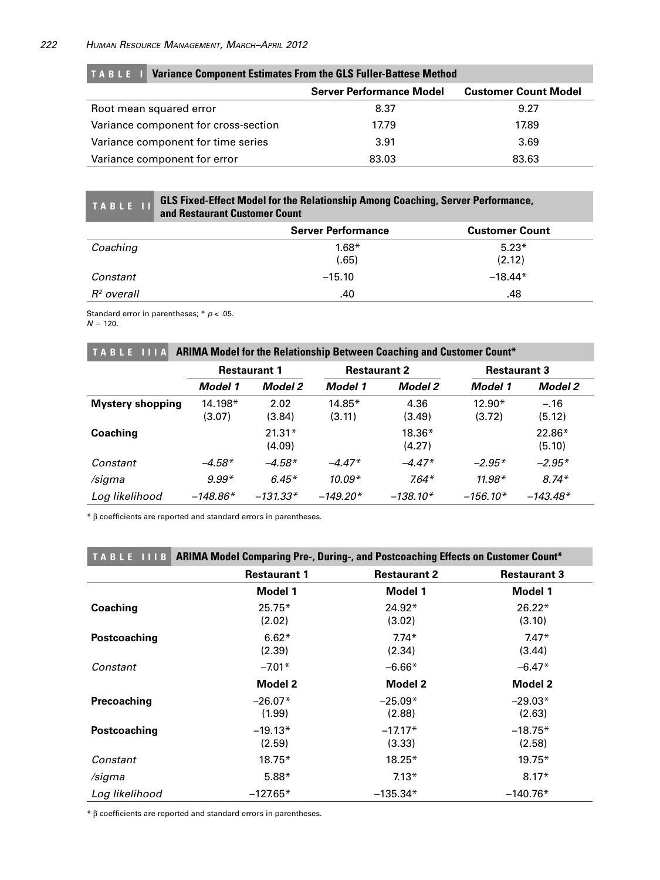**TABLE I Variance Component Estimates From the GLS Fuller-Battese Method**

| | Server Performance Model | Customer Count Model |
|---|---|---|
| Root mean squared error | 8.37 | 9.27 |
| Variance component for cross-section | 17.79 | 17.89 |
| Variance component for time series | 3.91 | 3.69 |
| Variance component for error | 83.03 | 83.63 |

**TABLE II GLS Fixed-Effect Model for the Relationship Among Coaching, Server Performance, and Restaurant Customer Count**

| | Server Performance | Customer Count |
|---|---|---|
| *Coaching* | 1.68* (.65) | 5.23* (2.12) |
| *Constant* | –15.10 | –18.44* |
| *$R^2$ overall* | .40 | .48 |

Standard error in parentheses; * $p < .05$.
$N = 120$.

**TABLE IIIA ARIMA Model for the Relationship Between Coaching and Customer Count***

| | Restaurant 1 | | Restaurant 2 | | Restaurant 3 | |
|---|---|---|---|---|---|---|
| | *Model 1* | *Model 2* | *Model 1* | *Model 2* | *Model 1* | *Model 2* |
| **Mystery shopping** | 14.198* (3.07) | 2.02 (3.84) | 14.85* (3.11) | 4.36 (3.49) | 12.90* (3.72) | –.16 (5.12) |
| **Coaching** | | 21.31* (4.09) | | 18.36* (4.27) | | 22.86* (5.10) |
| *Constant* | *–4.58** | *–4.58** | *–4.47** | *–4.47** | *–2.95** | *–2.95** |
| */sigma* | *9.99** | *6.45** | *10.09** | *7.64** | *11.98** | *8.74** |
| *Log likelihood* | *–148.86** | *–131.33** | *–149.20** | *–138.10** | *–156.10** | *–143.48** |

* β coefficients are reported and standard errors in parentheses.

**TABLE IIIB ARIMA Model Comparing Pre-, During-, and Postcoaching Effects on Customer Count***

| | Restaurant 1 | Restaurant 2 | Restaurant 3 |
|---|---|---|---|
| | **Model 1** | **Model 1** | **Model 1** |
| **Coaching** | 25.75* (2.02) | 24.92* (3.02) | 26.22* (3.10) |
| **Postcoaching** | 6.62* (2.39) | 7.74* (2.34) | 7.47* (3.44) |
| *Constant* | –7.01* | –6.66* | –6.47* |
| | **Model 2** | **Model 2** | **Model 2** |
| **Precoaching** | –26.07* (1.99) | –25.09* (2.88) | –29.03* (2.63) |
| **Postcoaching** | –19.13* (2.59) | –17.17* (3.33) | –18.75* (2.58) |
| *Constant* | 18.75* | 18.25* | 19.75* |
| */sigma* | 5.88* | 7.13* | 8.17* |
| *Log likelihood* | –127.65* | –135.34* | –140.76* |

* β coefficients are reported and standard errors in parentheses.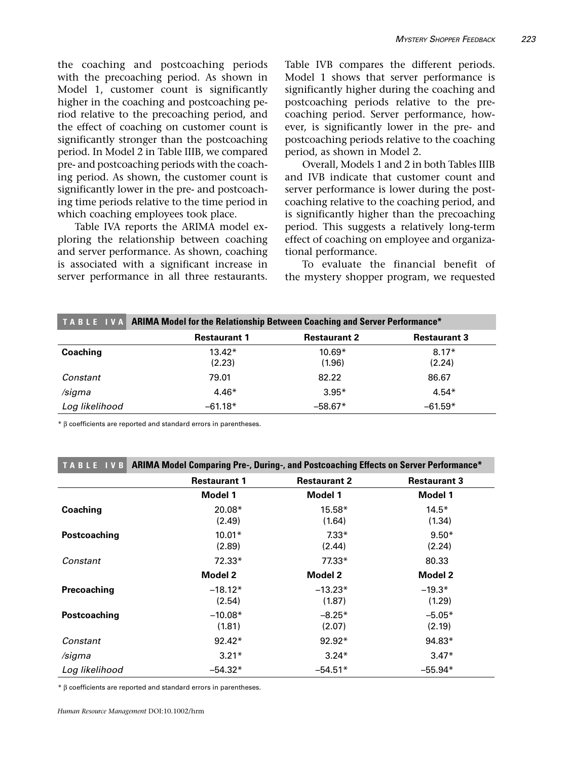the coaching and postcoaching periods with the precoaching period. As shown in Model 1, customer count is significantly higher in the coaching and postcoaching period relative to the precoaching period, and the effect of coaching on customer count is significantly stronger than the postcoaching period. In Model 2 in Table IIIB, we compared pre- and postcoaching periods with the coaching period. As shown, the customer count is significantly lower in the pre- and postcoaching time periods relative to the time period in which coaching employees took place.

Table IVA reports the ARIMA model exploring the relationship between coaching and server performance. As shown, coaching is associated with a significant increase in server performance in all three restaurants. Table IVB compares the different periods. Model 1 shows that server performance is significantly higher during the coaching and postcoaching periods relative to the precoaching period. Server performance, however, is significantly lower in the pre- and postcoaching periods relative to the coaching period, as shown in Model 2.

Overall, Models 1 and 2 in both Tables IIIB and IVB indicate that customer count and server performance is lower during the postcoaching relative to the coaching period, and is significantly higher than the precoaching period. This suggests a relatively long-term effect of coaching on employee and organizational performance.

To evaluate the financial benefit of the mystery shopper program, we requested

**TABLE IVA ARIMA Model for the Relationship Between Coaching and Server Performance***

| | Restaurant 1 | Restaurant 2 | Restaurant 3 |
|---|---|---|---|
| **Coaching** | 13.42* | 10.69* | 8.17* |
| | (2.23) | (1.96) | (2.24) |
| *Constant* | 79.01 | 82.22 | 86.67 |
| */sigma* | 4.46* | 3.95* | 4.54* |
| *Log likelihood* | –61.18* | –58.67* | –61.59* |

\* β coefficients are reported and standard errors in parentheses.

**TABLE IVB ARIMA Model Comparing Pre-, During-, and Postcoaching Effects on Server Performance***

| | Restaurant 1 | Restaurant 2 | Restaurant 3 |
|---|---|---|---|
| | **Model 1** | **Model 1** | **Model 1** |
| **Coaching** | 20.08* | 15.58* | 14.5* |
| | (2.49) | (1.64) | (1.34) |
| **Postcoaching** | 10.01* | 7.33* | 9.50* |
| | (2.89) | (2.44) | (2.24) |
| *Constant* | 72.33* | 77.33* | 80.33 |
| | **Model 2** | **Model 2** | **Model 2** |
| **Precoaching** | –18.12* | –13.23* | –19.3* |
| | (2.54) | (1.87) | (1.29) |
| **Postcoaching** | –10.08* | –8.25* | –5.05* |
| | (1.81) | (2.07) | (2.19) |
| *Constant* | 92.42* | 92.92* | 94.83* |
| */sigma* | 3.21* | 3.24* | 3.47* |
| *Log likelihood* | –54.32* | –54.51* | –55.94* |

\* β coefficients are reported and standard errors in parentheses.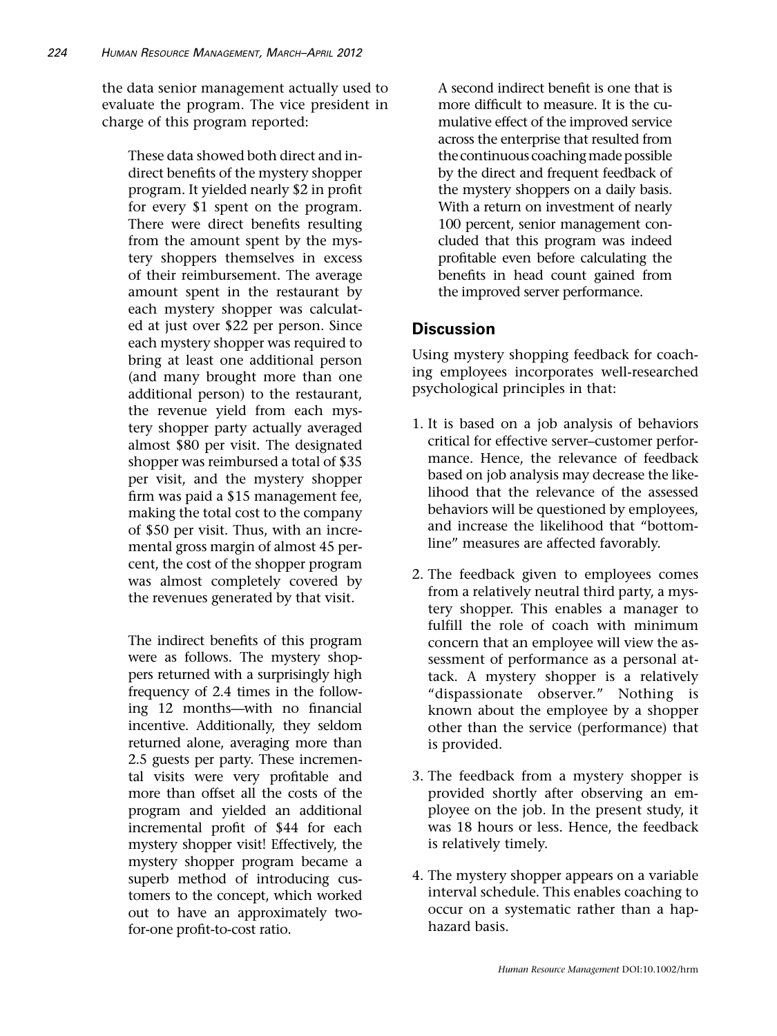the data senior management actually used to evaluate the program. The vice president in charge of this program reported:

> These data showed both direct and indirect benefits of the mystery shopper program. It yielded nearly $2 in profit for every $1 spent on the program. There were direct benefits resulting from the amount spent by the mystery shoppers themselves in excess of their reimbursement. The average amount spent in the restaurant by each mystery shopper was calculated at just over $22 per person. Since each mystery shopper was required to bring at least one additional person (and many brought more than one additional person) to the restaurant, the revenue yield from each mystery shopper party actually averaged almost $80 per visit. The designated shopper was reimbursed a total of $35 per visit, and the mystery shopper firm was paid a $15 management fee, making the total cost to the company of $50 per visit. Thus, with an incremental gross margin of almost 45 percent, the cost of the shopper program was almost completely covered by the revenues generated by that visit.
>
> The indirect benefits of this program were as follows. The mystery shoppers returned with a surprisingly high frequency of 2.4 times in the following 12 months—with no financial incentive. Additionally, they seldom returned alone, averaging more than 2.5 guests per party. These incremental visits were very profitable and more than offset all the costs of the program and yielded an additional incremental profit of $44 for each mystery shopper visit! Effectively, the mystery shopper program became a superb method of introducing customers to the concept, which worked out to have an approximately two-for-one profit-to-cost ratio.
>
> A second indirect benefit is one that is more difficult to measure. It is the cumulative effect of the improved service across the enterprise that resulted from the continuous coaching made possible by the direct and frequent feedback of the mystery shoppers on a daily basis. With a return on investment of nearly 100 percent, senior management concluded that this program was indeed profitable even before calculating the benefits in head count gained from the improved server performance.

## Discussion

Using mystery shopping feedback for coaching employees incorporates well-researched psychological principles in that:

1. It is based on a job analysis of behaviors critical for effective server–customer performance. Hence, the relevance of feedback based on job analysis may decrease the likelihood that the relevance of the assessed behaviors will be questioned by employees, and increase the likelihood that "bottom-line" measures are affected favorably.

2. The feedback given to employees comes from a relatively neutral third party, a mystery shopper. This enables a manager to fulfill the role of coach with minimum concern that an employee will view the assessment of performance as a personal attack. A mystery shopper is a relatively "dispassionate observer." Nothing is known about the employee by a shopper other than the service (performance) that is provided.

3. The feedback from a mystery shopper is provided shortly after observing an employee on the job. In the present study, it was 18 hours or less. Hence, the feedback is relatively timely.

4. The mystery shopper appears on a variable interval schedule. This enables coaching to occur on a systematic rather than a haphazard basis.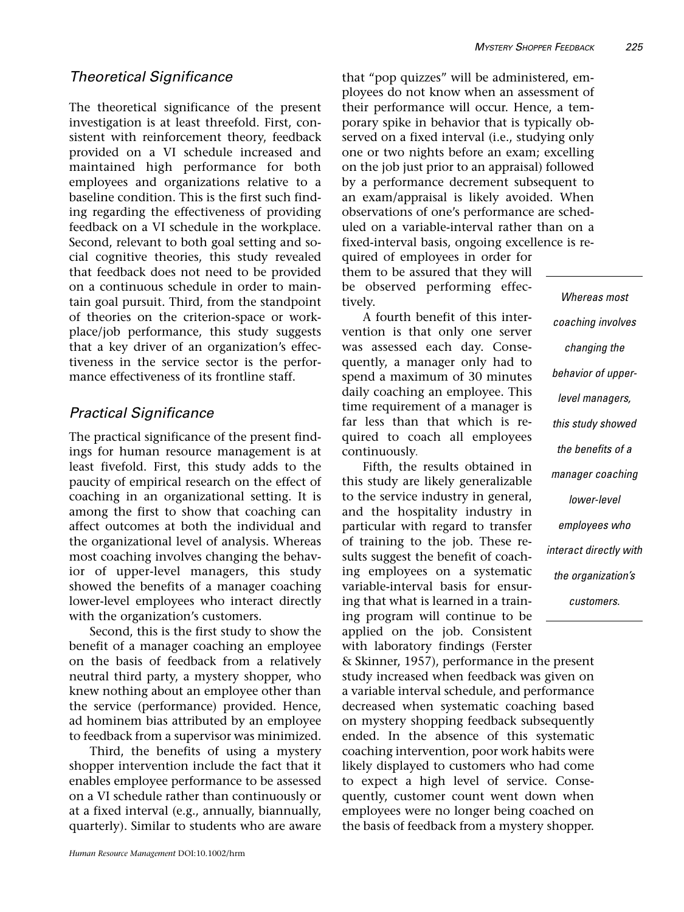## *Theoretical Significance*

The theoretical significance of the present investigation is at least threefold. First, consistent with reinforcement theory, feedback provided on a VI schedule increased and maintained high performance for both employees and organizations relative to a baseline condition. This is the first such finding regarding the effectiveness of providing feedback on a VI schedule in the workplace. Second, relevant to both goal setting and social cognitive theories, this study revealed that feedback does not need to be provided on a continuous schedule in order to maintain goal pursuit. Third, from the standpoint of theories on the criterion-space or workplace/job performance, this study suggests that a key driver of an organization's effectiveness in the service sector is the performance effectiveness of its frontline staff.

## *Practical Significance*

The practical significance of the present findings for human resource management is at least fivefold. First, this study adds to the paucity of empirical research on the effect of coaching in an organizational setting. It is among the first to show that coaching can affect outcomes at both the individual and the organizational level of analysis. Whereas most coaching involves changing the behavior of upper-level managers, this study showed the benefits of a manager coaching lower-level employees who interact directly with the organization's customers.

Second, this is the first study to show the benefit of a manager coaching an employee on the basis of feedback from a relatively neutral third party, a mystery shopper, who knew nothing about an employee other than the service (performance) provided. Hence, ad hominem bias attributed by an employee to feedback from a supervisor was minimized.

Third, the benefits of using a mystery shopper intervention include the fact that it enables employee performance to be assessed on a VI schedule rather than continuously or at a fixed interval (e.g., annually, biannually, quarterly). Similar to students who are aware that "pop quizzes" will be administered, employees do not know when an assessment of their performance will occur. Hence, a temporary spike in behavior that is typically observed on a fixed interval (i.e., studying only one or two nights before an exam; excelling on the job just prior to an appraisal) followed by a performance decrement subsequent to an exam/appraisal is likely avoided. When observations of one's performance are scheduled on a variable-interval rather than on a fixed-interval basis, ongoing excellence is required of employees in order for them to be assured that they will be observed performing effectively.

*Whereas most coaching involves changing the behavior of upper-level managers, this study showed the benefits of a manager coaching lower-level employees who interact directly with the organization's customers.*

A fourth benefit of this intervention is that only one server was assessed each day. Consequently, a manager only had to spend a maximum of 30 minutes daily coaching an employee. This time requirement of a manager is far less than that which is required to coach all employees continuously.

Fifth, the results obtained in this study are likely generalizable to the service industry in general, and the hospitality industry in particular with regard to transfer of training to the job. These results suggest the benefit of coaching employees on a systematic variable-interval basis for ensuring that what is learned in a training program will continue to be applied on the job. Consistent with laboratory findings (Ferster & Skinner, 1957), performance in the present study increased when feedback was given on a variable interval schedule, and performance decreased when systematic coaching based on mystery shopping feedback subsequently ended. In the absence of this systematic coaching intervention, poor work habits were likely displayed to customers who had come to expect a high level of service. Consequently, customer count went down when employees were no longer being coached on the basis of feedback from a mystery shopper.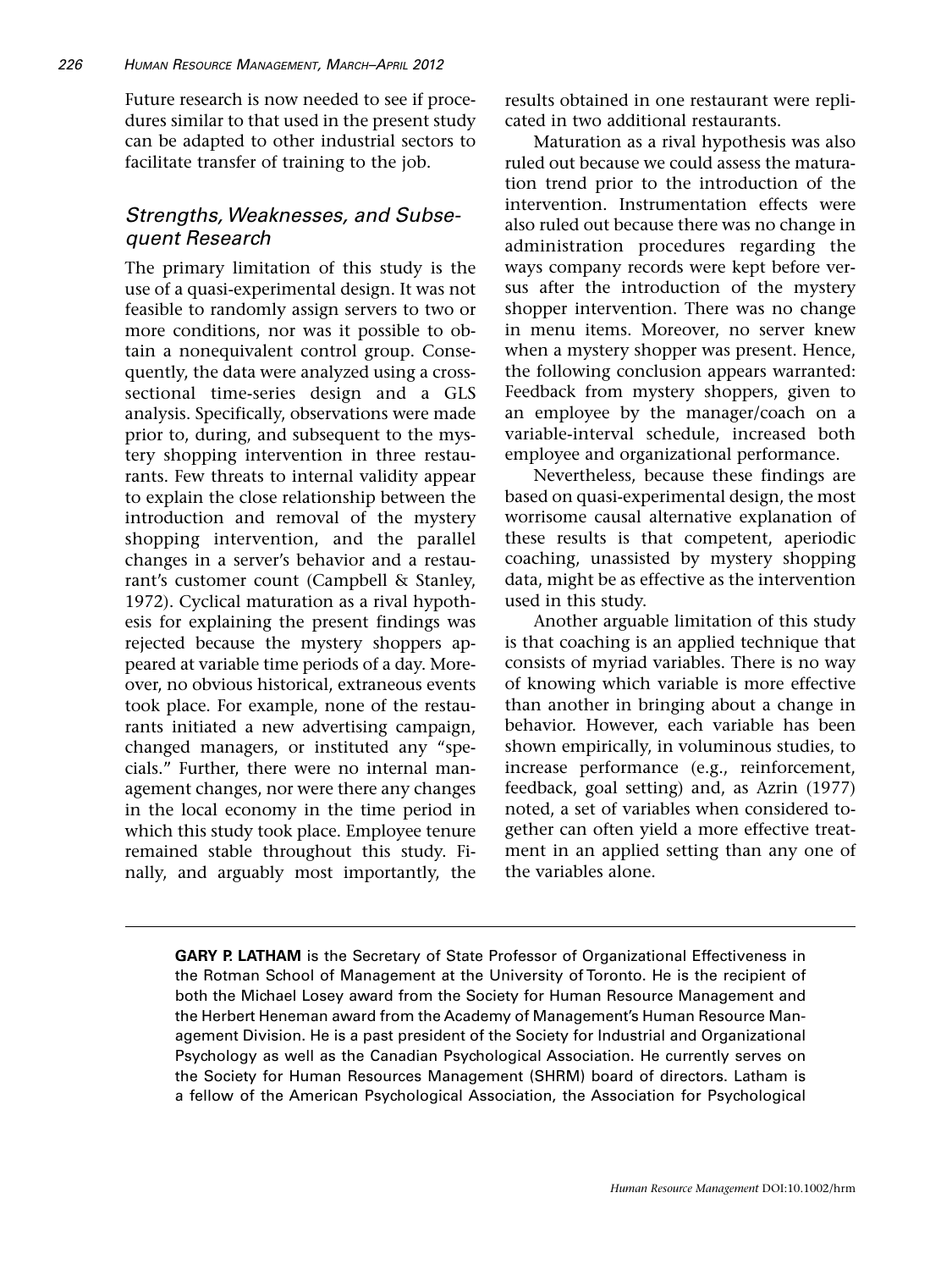Future research is now needed to see if procedures similar to that used in the present study can be adapted to other industrial sectors to facilitate transfer of training to the job.

### *Strengths, Weaknesses, and Subsequent Research*

The primary limitation of this study is the use of a quasi-experimental design. It was not feasible to randomly assign servers to two or more conditions, nor was it possible to obtain a nonequivalent control group. Consequently, the data were analyzed using a cross-sectional time-series design and a GLS analysis. Specifically, observations were made prior to, during, and subsequent to the mystery shopping intervention in three restaurants. Few threats to internal validity appear to explain the close relationship between the introduction and removal of the mystery shopping intervention, and the parallel changes in a server's behavior and a restaurant's customer count (Campbell & Stanley, 1972). Cyclical maturation as a rival hypothesis for explaining the present findings was rejected because the mystery shoppers appeared at variable time periods of a day. Moreover, no obvious historical, extraneous events took place. For example, none of the restaurants initiated a new advertising campaign, changed managers, or instituted any "specials." Further, there were no internal management changes, nor were there any changes in the local economy in the time period in which this study took place. Employee tenure remained stable throughout this study. Finally, and arguably most importantly, the results obtained in one restaurant were replicated in two additional restaurants.

Maturation as a rival hypothesis was also ruled out because we could assess the maturation trend prior to the introduction of the intervention. Instrumentation effects were also ruled out because there was no change in administration procedures regarding the ways company records were kept before versus after the introduction of the mystery shopper intervention. There was no change in menu items. Moreover, no server knew when a mystery shopper was present. Hence, the following conclusion appears warranted: Feedback from mystery shoppers, given to an employee by the manager/coach on a variable-interval schedule, increased both employee and organizational performance.

Nevertheless, because these findings are based on quasi-experimental design, the most worrisome causal alternative explanation of these results is that competent, aperiodic coaching, unassisted by mystery shopping data, might be as effective as the intervention used in this study.

Another arguable limitation of this study is that coaching is an applied technique that consists of myriad variables. There is no way of knowing which variable is more effective than another in bringing about a change in behavior. However, each variable has been shown empirically, in voluminous studies, to increase performance (e.g., reinforcement, feedback, goal setting) and, as Azrin (1977) noted, a set of variables when considered together can often yield a more effective treatment in an applied setting than any one of the variables alone.

---

**GARY P. LATHAM** is the Secretary of State Professor of Organizational Effectiveness in the Rotman School of Management at the University of Toronto. He is the recipient of both the Michael Losey award from the Society for Human Resource Management and the Herbert Heneman award from the Academy of Management's Human Resource Management Division. He is a past president of the Society for Industrial and Organizational Psychology as well as the Canadian Psychological Association. He currently serves on the Society for Human Resources Management (SHRM) board of directors. Latham is a fellow of the American Psychological Association, the Association for Psychological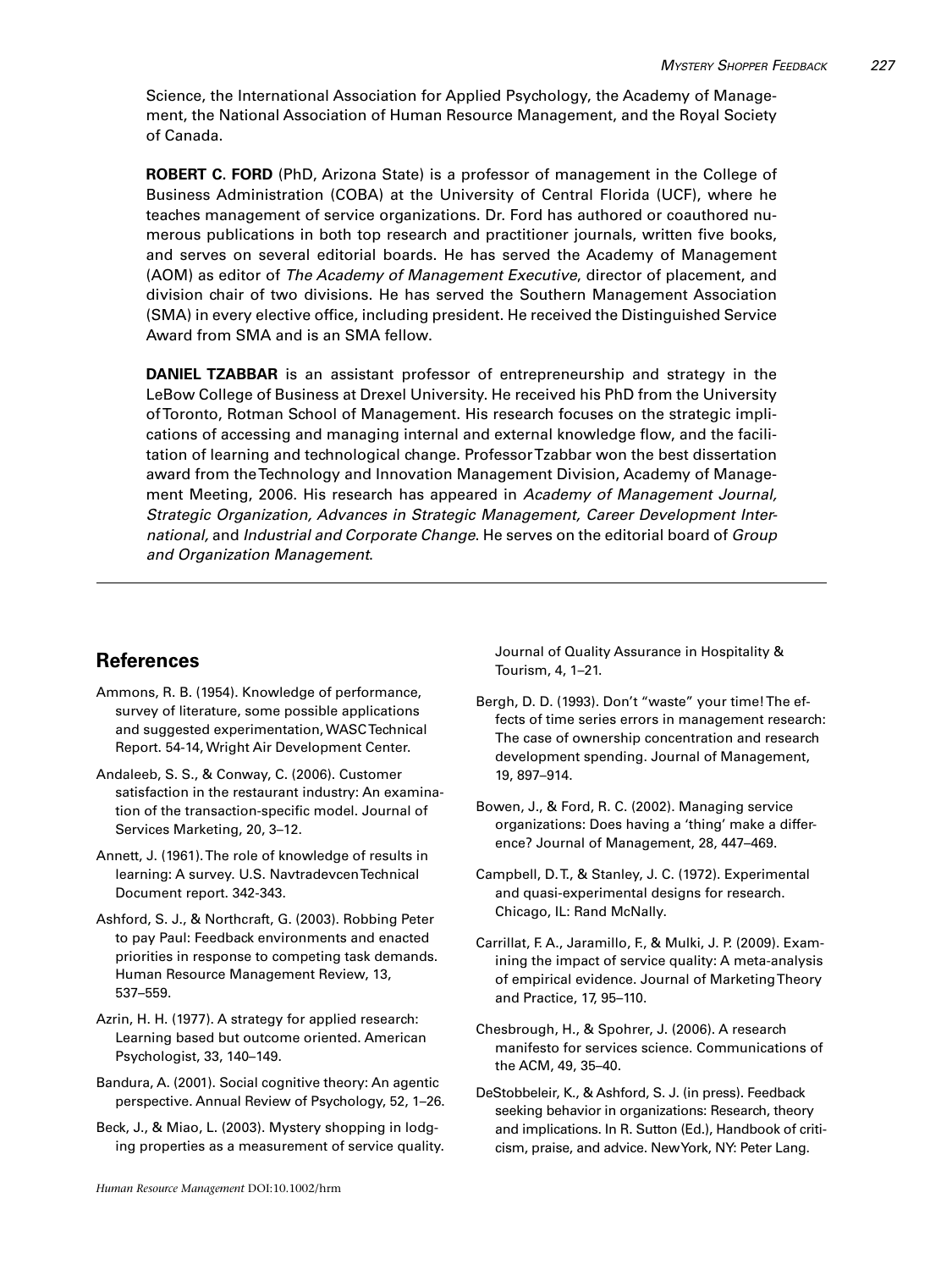Science, the International Association for Applied Psychology, the Academy of Management, the National Association of Human Resource Management, and the Royal Society of Canada.

**ROBERT C. FORD** (PhD, Arizona State) is a professor of management in the College of Business Administration (COBA) at the University of Central Florida (UCF), where he teaches management of service organizations. Dr. Ford has authored or coauthored numerous publications in both top research and practitioner journals, written five books, and serves on several editorial boards. He has served the Academy of Management (AOM) as editor of *The Academy of Management Executive*, director of placement, and division chair of two divisions. He has served the Southern Management Association (SMA) in every elective office, including president. He received the Distinguished Service Award from SMA and is an SMA fellow.

**DANIEL TZABBAR** is an assistant professor of entrepreneurship and strategy in the LeBow College of Business at Drexel University. He received his PhD from the University of Toronto, Rotman School of Management. His research focuses on the strategic implications of accessing and managing internal and external knowledge flow, and the facilitation of learning and technological change. Professor Tzabbar won the best dissertation award from the Technology and Innovation Management Division, Academy of Management Meeting, 2006. His research has appeared in *Academy of Management Journal, Strategic Organization, Advances in Strategic Management, Career Development International,* and *Industrial and Corporate Change*. He serves on the editorial board of *Group and Organization Management*.

## References

Ammons, R. B. (1954). Knowledge of performance, survey of literature, some possible applications and suggested experimentation, WASC Technical Report. 54-14, Wright Air Development Center.

Andaleeb, S. S., & Conway, C. (2006). Customer satisfaction in the restaurant industry: An examination of the transaction-specific model. Journal of Services Marketing, 20, 3–12.

Annett, J. (1961). The role of knowledge of results in learning: A survey. U.S. Navtradevcen Technical Document report. 342-343.

Ashford, S. J., & Northcraft, G. (2003). Robbing Peter to pay Paul: Feedback environments and enacted priorities in response to competing task demands. Human Resource Management Review, 13, 537–559.

Azrin, H. H. (1977). A strategy for applied research: Learning based but outcome oriented. American Psychologist, 33, 140–149.

Bandura, A. (2001). Social cognitive theory: An agentic perspective. Annual Review of Psychology, 52, 1–26.

Beck, J., & Miao, L. (2003). Mystery shopping in lodging properties as a measurement of service quality. Journal of Quality Assurance in Hospitality & Tourism, 4, 1–21.

Bergh, D. D. (1993). Don't "waste" your time! The effects of time series errors in management research: The case of ownership concentration and research development spending. Journal of Management, 19, 897–914.

Bowen, J., & Ford, R. C. (2002). Managing service organizations: Does having a 'thing' make a difference? Journal of Management, 28, 447–469.

Campbell, D. T., & Stanley, J. C. (1972). Experimental and quasi-experimental designs for research. Chicago, IL: Rand McNally.

Carrillat, F. A., Jaramillo, F., & Mulki, J. P. (2009). Examining the impact of service quality: A meta-analysis of empirical evidence. Journal of Marketing Theory and Practice, 17, 95–110.

Chesbrough, H., & Spohrer, J. (2006). A research manifesto for services science. Communications of the ACM, 49, 35–40.

DeStobbeleir, K., & Ashford, S. J. (in press). Feedback seeking behavior in organizations: Research, theory and implications. In R. Sutton (Ed.), Handbook of criticism, praise, and advice. New York, NY: Peter Lang.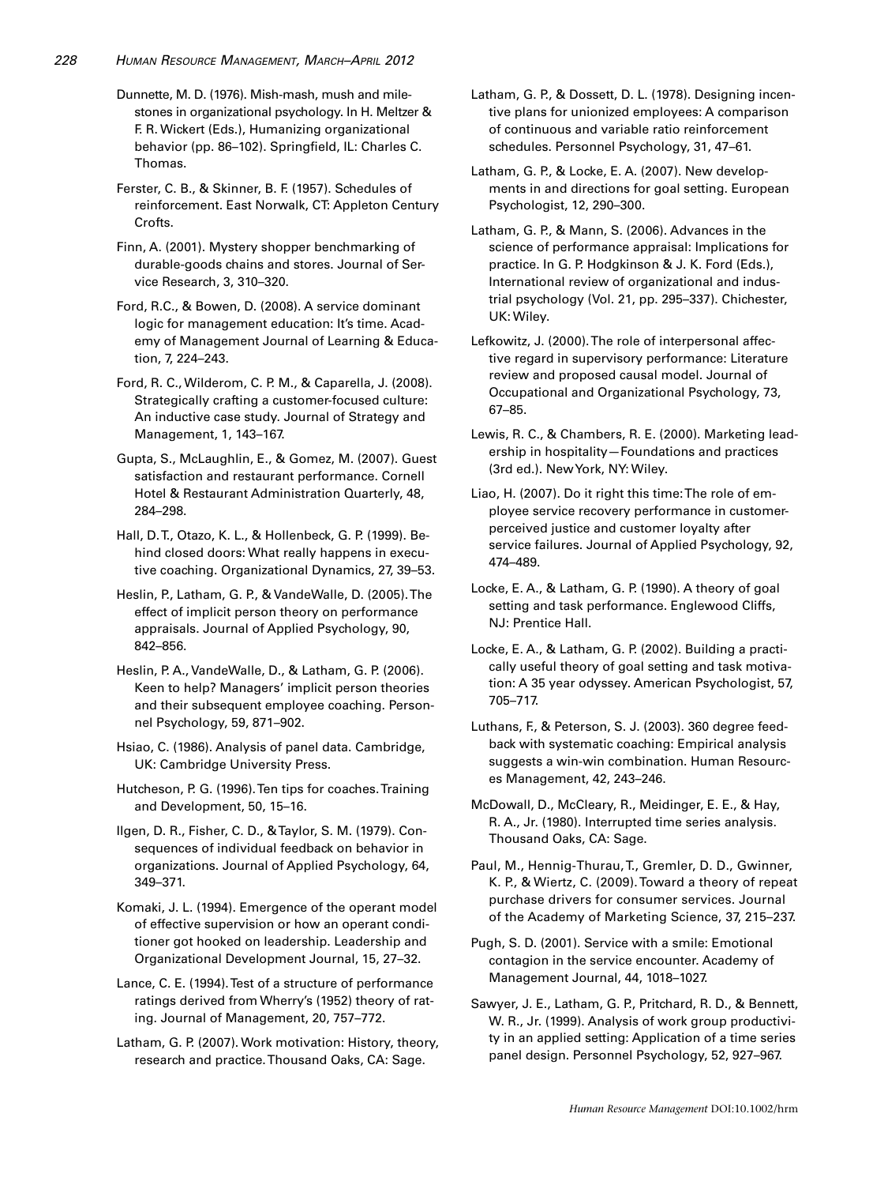Dunnette, M. D. (1976). Mish-mash, mush and milestones in organizational psychology. In H. Meltzer & F. R. Wickert (Eds.), Humanizing organizational behavior (pp. 86–102). Springfield, IL: Charles C. Thomas.

Ferster, C. B., & Skinner, B. F. (1957). Schedules of reinforcement. East Norwalk, CT: Appleton Century Crofts.

Finn, A. (2001). Mystery shopper benchmarking of durable-goods chains and stores. Journal of Service Research, 3, 310–320.

Ford, R.C., & Bowen, D. (2008). A service dominant logic for management education: It's time. Academy of Management Journal of Learning & Education, 7, 224–243.

Ford, R. C., Wilderom, C. P. M., & Caparella, J. (2008). Strategically crafting a customer-focused culture: An inductive case study. Journal of Strategy and Management, 1, 143–167.

Gupta, S., McLaughlin, E., & Gomez, M. (2007). Guest satisfaction and restaurant performance. Cornell Hotel & Restaurant Administration Quarterly, 48, 284–298.

Hall, D. T., Otazo, K. L., & Hollenbeck, G. P. (1999). Behind closed doors: What really happens in executive coaching. Organizational Dynamics, 27, 39–53.

Heslin, P., Latham, G. P., & VandeWalle, D. (2005). The effect of implicit person theory on performance appraisals. Journal of Applied Psychology, 90, 842–856.

Heslin, P. A., VandeWalle, D., & Latham, G. P. (2006). Keen to help? Managers' implicit person theories and their subsequent employee coaching. Personnel Psychology, 59, 871–902.

Hsiao, C. (1986). Analysis of panel data. Cambridge, UK: Cambridge University Press.

Hutcheson, P. G. (1996). Ten tips for coaches. Training and Development, 50, 15–16.

Ilgen, D. R., Fisher, C. D., & Taylor, S. M. (1979). Consequences of individual feedback on behavior in organizations. Journal of Applied Psychology, 64, 349–371.

Komaki, J. L. (1994). Emergence of the operant model of effective supervision or how an operant conditioner got hooked on leadership. Leadership and Organizational Development Journal, 15, 27–32.

Lance, C. E. (1994). Test of a structure of performance ratings derived from Wherry's (1952) theory of rating. Journal of Management, 20, 757–772.

Latham, G. P. (2007). Work motivation: History, theory, research and practice. Thousand Oaks, CA: Sage.

Latham, G. P., & Dossett, D. L. (1978). Designing incentive plans for unionized employees: A comparison of continuous and variable ratio reinforcement schedules. Personnel Psychology, 31, 47–61.

Latham, G. P., & Locke, E. A. (2007). New developments in and directions for goal setting. European Psychologist, 12, 290–300.

Latham, G. P., & Mann, S. (2006). Advances in the science of performance appraisal: Implications for practice. In G. P. Hodgkinson & J. K. Ford (Eds.), International review of organizational and industrial psychology (Vol. 21, pp. 295–337). Chichester, UK: Wiley.

Lefkowitz, J. (2000). The role of interpersonal affective regard in supervisory performance: Literature review and proposed causal model. Journal of Occupational and Organizational Psychology, 73, 67–85.

Lewis, R. C., & Chambers, R. E. (2000). Marketing leadership in hospitality—Foundations and practices (3rd ed.). New York, NY: Wiley.

Liao, H. (2007). Do it right this time: The role of employee service recovery performance in customer-perceived justice and customer loyalty after service failures. Journal of Applied Psychology, 92, 474–489.

Locke, E. A., & Latham, G. P. (1990). A theory of goal setting and task performance. Englewood Cliffs, NJ: Prentice Hall.

Locke, E. A., & Latham, G. P. (2002). Building a practically useful theory of goal setting and task motivation: A 35 year odyssey. American Psychologist, 57, 705–717.

Luthans, F., & Peterson, S. J. (2003). 360 degree feedback with systematic coaching: Empirical analysis suggests a win-win combination. Human Resources Management, 42, 243–246.

McDowall, D., McCleary, R., Meidinger, E. E., & Hay, R. A., Jr. (1980). Interrupted time series analysis. Thousand Oaks, CA: Sage.

Paul, M., Hennig-Thurau, T., Gremler, D. D., Gwinner, K. P., & Wiertz, C. (2009). Toward a theory of repeat purchase drivers for consumer services. Journal of the Academy of Marketing Science, 37, 215–237.

Pugh, S. D. (2001). Service with a smile: Emotional contagion in the service encounter. Academy of Management Journal, 44, 1018–1027.

Sawyer, J. E., Latham, G. P., Pritchard, R. D., & Bennett, W. R., Jr. (1999). Analysis of work group productivity in an applied setting: Application of a time series panel design. Personnel Psychology, 52, 927–967.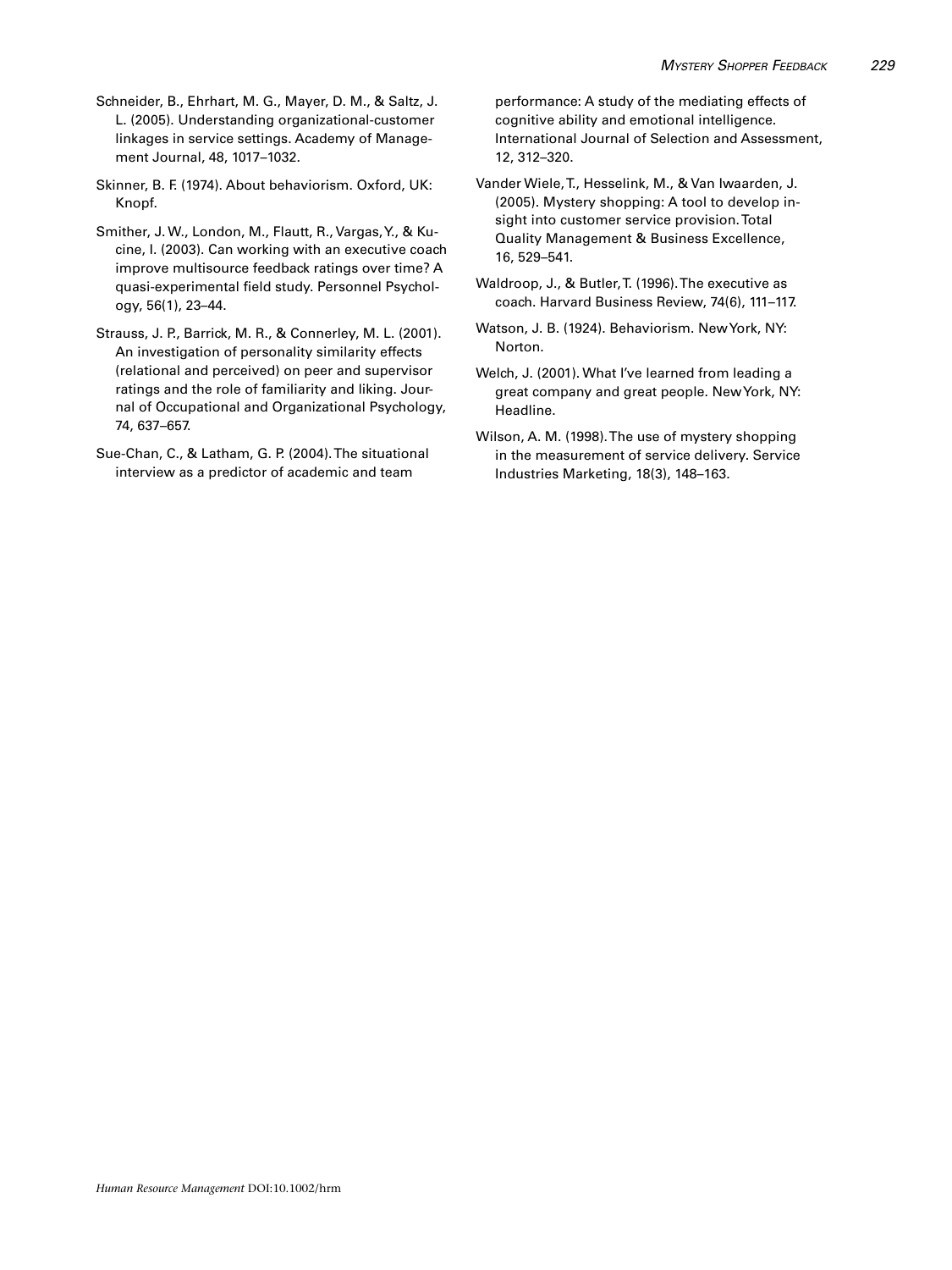Schneider, B., Ehrhart, M. G., Mayer, D. M., & Saltz, J. L. (2005). Understanding organizational-customer linkages in service settings. Academy of Management Journal, 48, 1017–1032.

Skinner, B. F. (1974). About behaviorism. Oxford, UK: Knopf.

Smither, J. W., London, M., Flautt, R., Vargas, Y., & Kucine, I. (2003). Can working with an executive coach improve multisource feedback ratings over time? A quasi-experimental field study. Personnel Psychology, 56(1), 23–44.

Strauss, J. P., Barrick, M. R., & Connerley, M. L. (2001). An investigation of personality similarity effects (relational and perceived) on peer and supervisor ratings and the role of familiarity and liking. Journal of Occupational and Organizational Psychology, 74, 637–657.

Sue-Chan, C., & Latham, G. P. (2004). The situational interview as a predictor of academic and team performance: A study of the mediating effects of cognitive ability and emotional intelligence. International Journal of Selection and Assessment, 12, 312–320.

Vander Wiele, T., Hesselink, M., & Van Iwaarden, J. (2005). Mystery shopping: A tool to develop insight into customer service provision. Total Quality Management & Business Excellence, 16, 529–541.

Waldroop, J., & Butler, T. (1996). The executive as coach. Harvard Business Review, 74(6), 111–117.

Watson, J. B. (1924). Behaviorism. New York, NY: Norton.

Welch, J. (2001). What I've learned from leading a great company and great people. New York, NY: Headline.

Wilson, A. M. (1998). The use of mystery shopping in the measurement of service delivery. Service Industries Marketing, 18(3), 148–163.